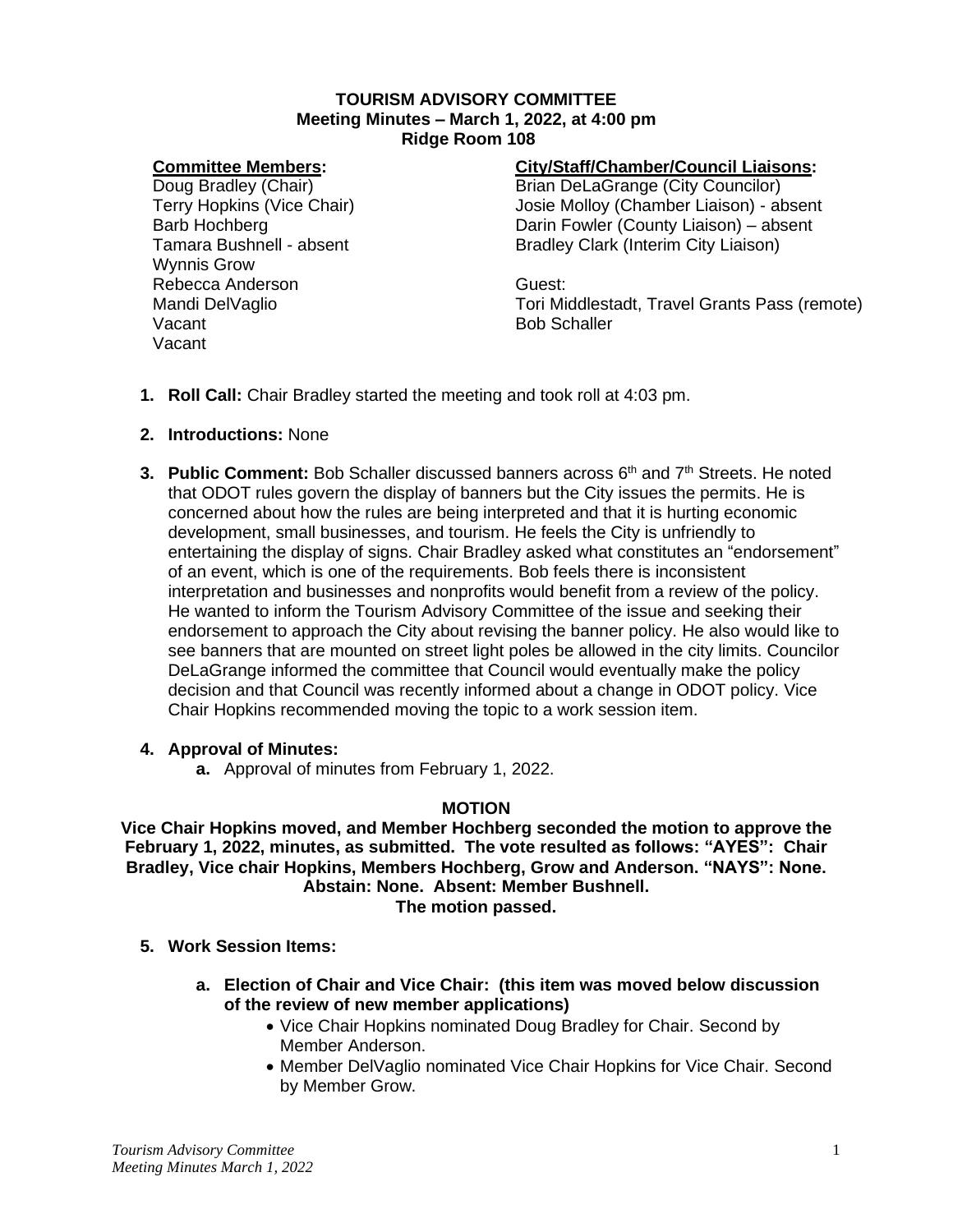**TOURISM ADVISORY COMMITTEE**
**Meeting Minutes – March 1, 2022, at 4:00 pm**
**Ridge Room 108**

**Committee Members:**
Doug Bradley (Chair)
Terry Hopkins (Vice Chair)
Barb Hochberg
Tamara Bushnell - absent
Wynnis Grow
Rebecca Anderson
Mandi DelVaglio
Vacant
Vacant

**City/Staff/Chamber/Council Liaisons:**
Brian DeLaGrange (City Councilor)
Josie Molloy (Chamber Liaison) - absent
Darin Fowler (County Liaison) – absent
Bradley Clark (Interim City Liaison)

Guest:
Tori Middlestadt, Travel Grants Pass (remote)
Bob Schaller

1. **Roll Call:** Chair Bradley started the meeting and took roll at 4:03 pm.

2. **Introductions:** None

3. **Public Comment:** Bob Schaller discussed banners across 6th and 7th Streets. He noted that ODOT rules govern the display of banners but the City issues the permits. He is concerned about how the rules are being interpreted and that it is hurting economic development, small businesses, and tourism. He feels the City is unfriendly to entertaining the display of signs. Chair Bradley asked what constitutes an "endorsement" of an event, which is one of the requirements. Bob feels there is inconsistent interpretation and businesses and nonprofits would benefit from a review of the policy. He wanted to inform the Tourism Advisory Committee of the issue and seeking their endorsement to approach the City about revising the banner policy. He also would like to see banners that are mounted on street light poles be allowed in the city limits. Councilor DeLaGrange informed the committee that Council would eventually make the policy decision and that Council was recently informed about a change in ODOT policy. Vice Chair Hopkins recommended moving the topic to a work session item.

4. **Approval of Minutes:**
   a. Approval of minutes from February 1, 2022.

**MOTION**

**Vice Chair Hopkins moved, and Member Hochberg seconded the motion to approve the February 1, 2022, minutes, as submitted. The vote resulted as follows: "AYES": Chair Bradley, Vice chair Hopkins, Members Hochberg, Grow and Anderson. "NAYS": None. Abstain: None. Absent: Member Bushnell.**
**The motion passed.**

5. **Work Session Items:**

   a. **Election of Chair and Vice Chair: (this item was moved below discussion of the review of new member applications)**
      - Vice Chair Hopkins nominated Doug Bradley for Chair. Second by Member Anderson.
      - Member DelVaglio nominated Vice Chair Hopkins for Vice Chair. Second by Member Grow.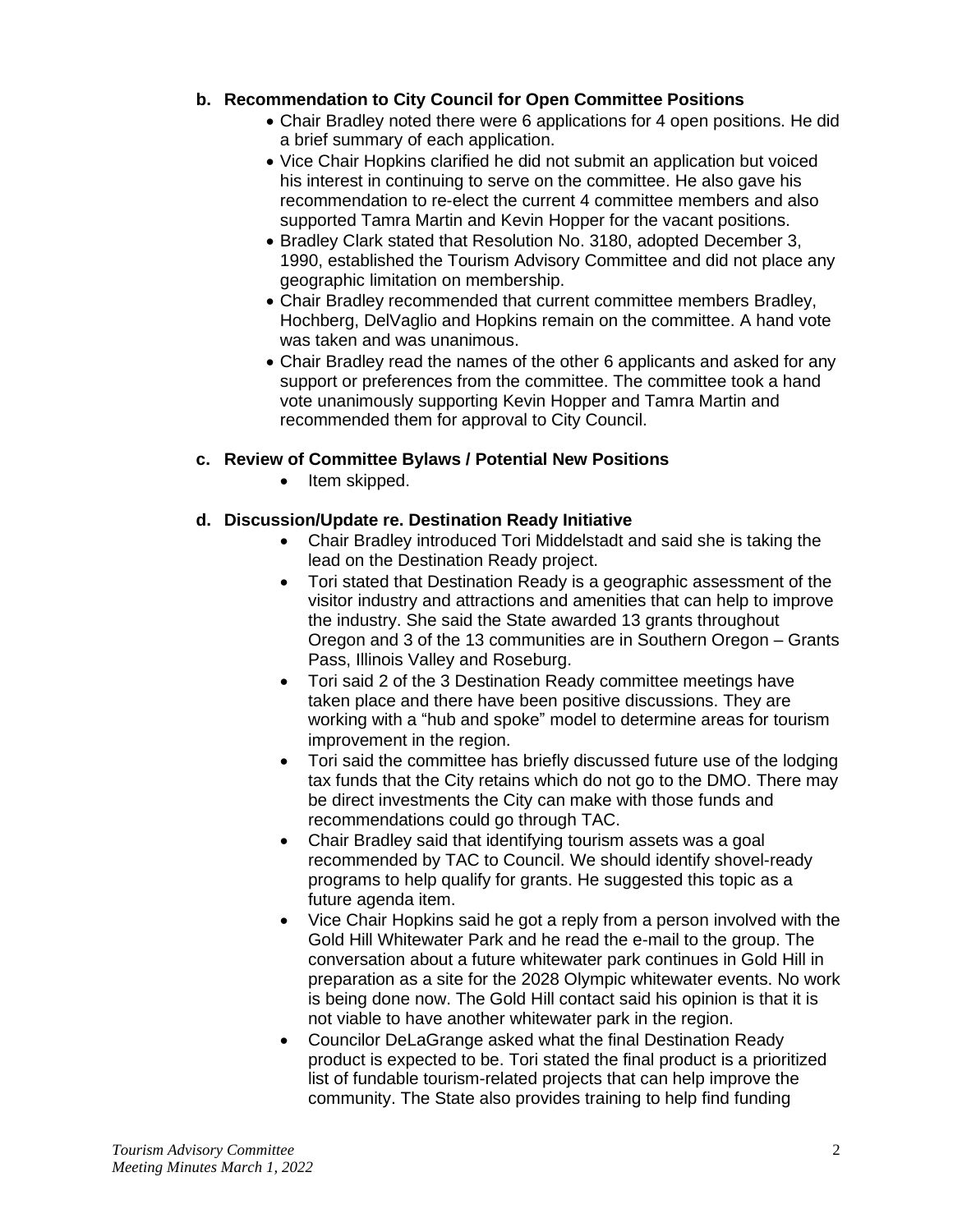**b. Recommendation to City Council for Open Committee Positions**

- Chair Bradley noted there were 6 applications for 4 open positions. He did a brief summary of each application.
- Vice Chair Hopkins clarified he did not submit an application but voiced his interest in continuing to serve on the committee. He also gave his recommendation to re-elect the current 4 committee members and also supported Tamra Martin and Kevin Hopper for the vacant positions.
- Bradley Clark stated that Resolution No. 3180, adopted December 3, 1990, established the Tourism Advisory Committee and did not place any geographic limitation on membership.
- Chair Bradley recommended that current committee members Bradley, Hochberg, DelVaglio and Hopkins remain on the committee. A hand vote was taken and was unanimous.
- Chair Bradley read the names of the other 6 applicants and asked for any support or preferences from the committee. The committee took a hand vote unanimously supporting Kevin Hopper and Tamra Martin and recommended them for approval to City Council.

**c. Review of Committee Bylaws / Potential New Positions**

- Item skipped.

**d. Discussion/Update re. Destination Ready Initiative**

- Chair Bradley introduced Tori Middelstadt and said she is taking the lead on the Destination Ready project.
- Tori stated that Destination Ready is a geographic assessment of the visitor industry and attractions and amenities that can help to improve the industry. She said the State awarded 13 grants throughout Oregon and 3 of the 13 communities are in Southern Oregon – Grants Pass, Illinois Valley and Roseburg.
- Tori said 2 of the 3 Destination Ready committee meetings have taken place and there have been positive discussions. They are working with a "hub and spoke" model to determine areas for tourism improvement in the region.
- Tori said the committee has briefly discussed future use of the lodging tax funds that the City retains which do not go to the DMO. There may be direct investments the City can make with those funds and recommendations could go through TAC.
- Chair Bradley said that identifying tourism assets was a goal recommended by TAC to Council. We should identify shovel-ready programs to help qualify for grants. He suggested this topic as a future agenda item.
- Vice Chair Hopkins said he got a reply from a person involved with the Gold Hill Whitewater Park and he read the e-mail to the group. The conversation about a future whitewater park continues in Gold Hill in preparation as a site for the 2028 Olympic whitewater events. No work is being done now. The Gold Hill contact said his opinion is that it is not viable to have another whitewater park in the region.
- Councilor DeLaGrange asked what the final Destination Ready product is expected to be. Tori stated the final product is a prioritized list of fundable tourism-related projects that can help improve the community. The State also provides training to help find funding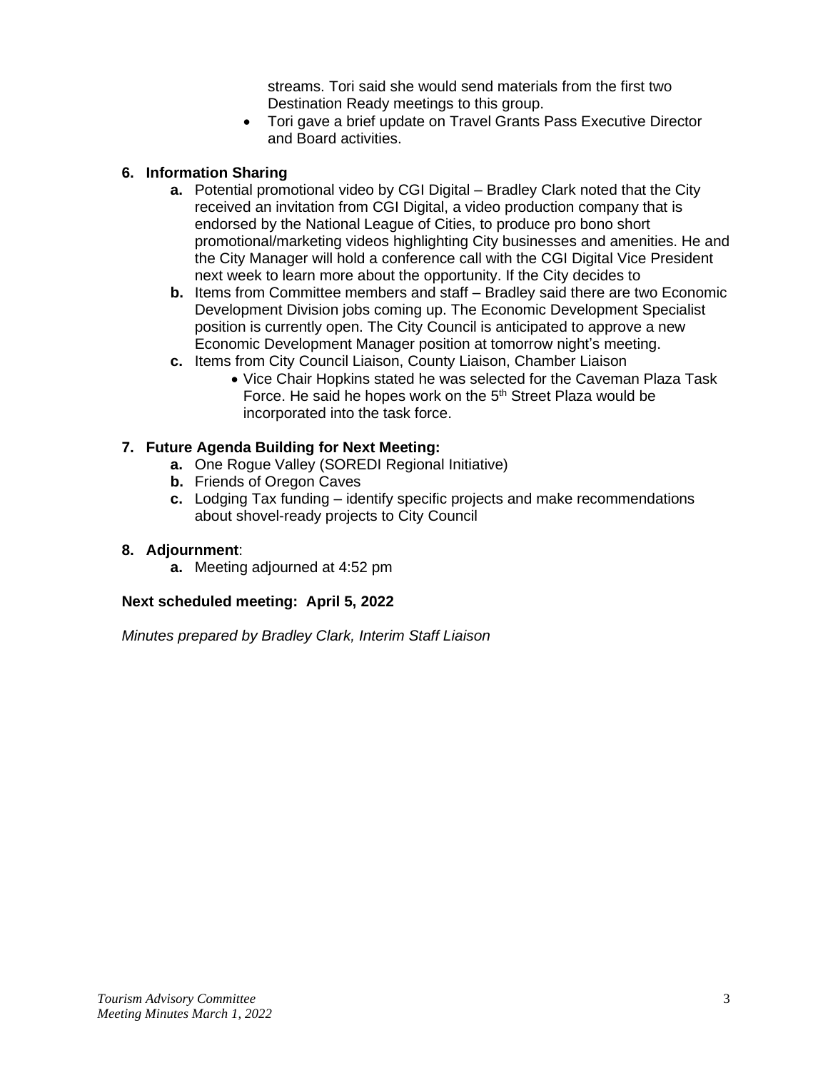streams. Tori said she would send materials from the first two Destination Ready meetings to this group.

- Tori gave a brief update on Travel Grants Pass Executive Director and Board activities.

**6. Information Sharing**

   **a.** Potential promotional video by CGI Digital – Bradley Clark noted that the City received an invitation from CGI Digital, a video production company that is endorsed by the National League of Cities, to produce pro bono short promotional/marketing videos highlighting City businesses and amenities. He and the City Manager will hold a conference call with the CGI Digital Vice President next week to learn more about the opportunity. If the City decides to

   **b.** Items from Committee members and staff – Bradley said there are two Economic Development Division jobs coming up. The Economic Development Specialist position is currently open. The City Council is anticipated to approve a new Economic Development Manager position at tomorrow night's meeting.

   **c.** Items from City Council Liaison, County Liaison, Chamber Liaison

   - Vice Chair Hopkins stated he was selected for the Caveman Plaza Task Force. He said he hopes work on the 5th Street Plaza would be incorporated into the task force.

**7. Future Agenda Building for Next Meeting:**

   **a.** One Rogue Valley (SOREDI Regional Initiative)

   **b.** Friends of Oregon Caves

   **c.** Lodging Tax funding – identify specific projects and make recommendations about shovel-ready projects to City Council

**8. Adjournment**:

   **a.** Meeting adjourned at 4:52 pm

**Next scheduled meeting: April 5, 2022**

*Minutes prepared by Bradley Clark, Interim Staff Liaison*